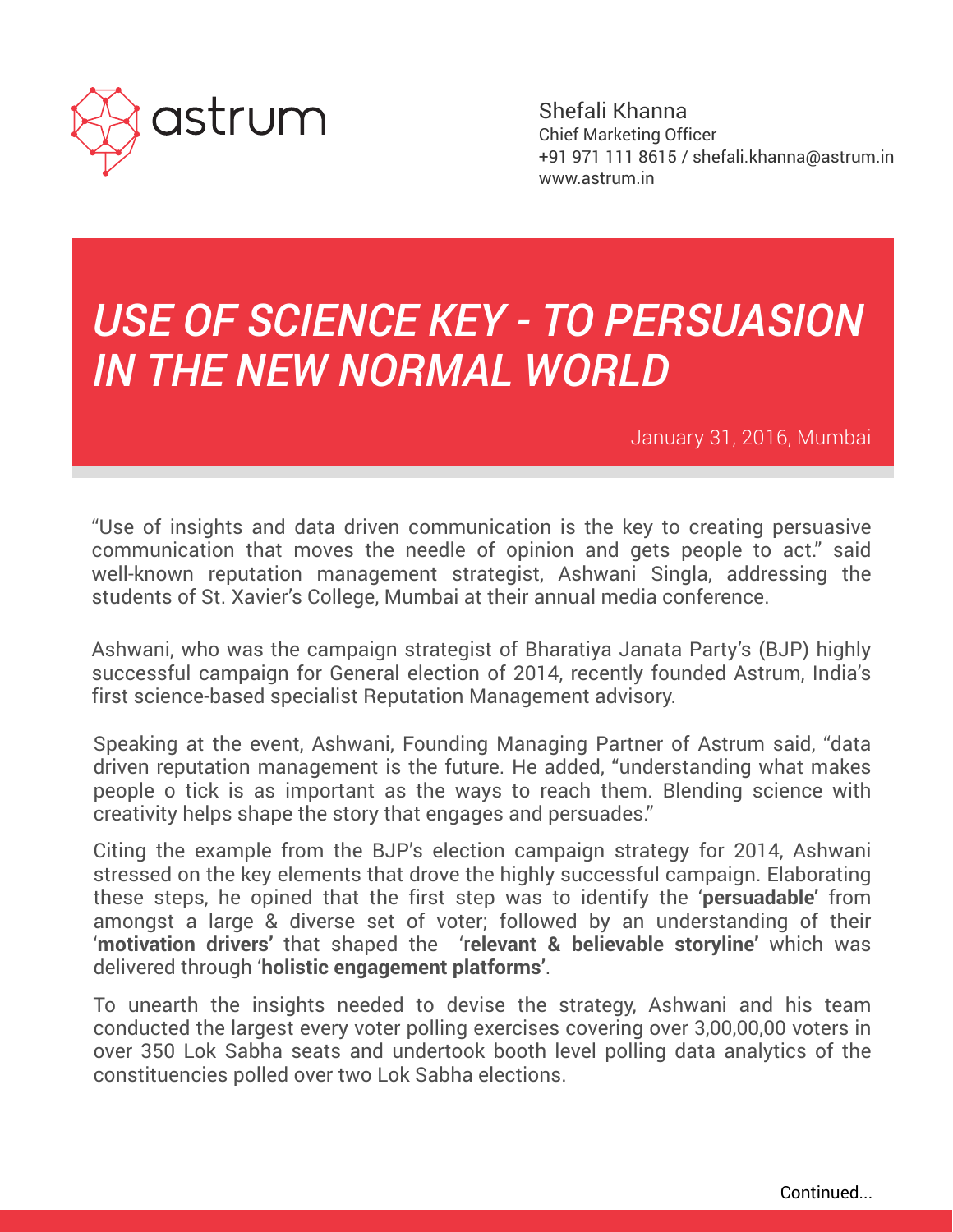astrum

Shefali Khanna
Chief Marketing Officer
+91 971 111 8615 / shefali.khanna@astrum.in
www.astrum.in

# *USE OF SCIENCE KEY - TO PERSUASION IN THE NEW NORMAL WORLD*

January 31, 2016, Mumbai

"Use of insights and data driven communication is the key to creating persuasive communication that moves the needle of opinion and gets people to act." said well-known reputation management strategist, Ashwani Singla, addressing the students of St. Xavier's College, Mumbai at their annual media conference.

Ashwani, who was the campaign strategist of Bharatiya Janata Party's (BJP) highly successful campaign for General election of 2014, recently founded Astrum, India's first science-based specialist Reputation Management advisory.

Speaking at the event, Ashwani, Founding Managing Partner of Astrum said, "data driven reputation management is the future. He added, "understanding what makes people o tick is as important as the ways to reach them. Blending science with creativity helps shape the story that engages and persuades."

Citing the example from the BJP's election campaign strategy for 2014, Ashwani stressed on the key elements that drove the highly successful campaign. Elaborating these steps, he opined that the first step was to identify the '**persuadable**' from amongst a large & diverse set of voter; followed by an understanding of their '**motivation drivers**' that shaped the 'r**elevant & believable storyline**' which was delivered through '**holistic engagement platforms**'.

To unearth the insights needed to devise the strategy, Ashwani and his team conducted the largest every voter polling exercises covering over 3,00,00,00 voters in over 350 Lok Sabha seats and undertook booth level polling data analytics of the constituencies polled over two Lok Sabha elections.

Continued...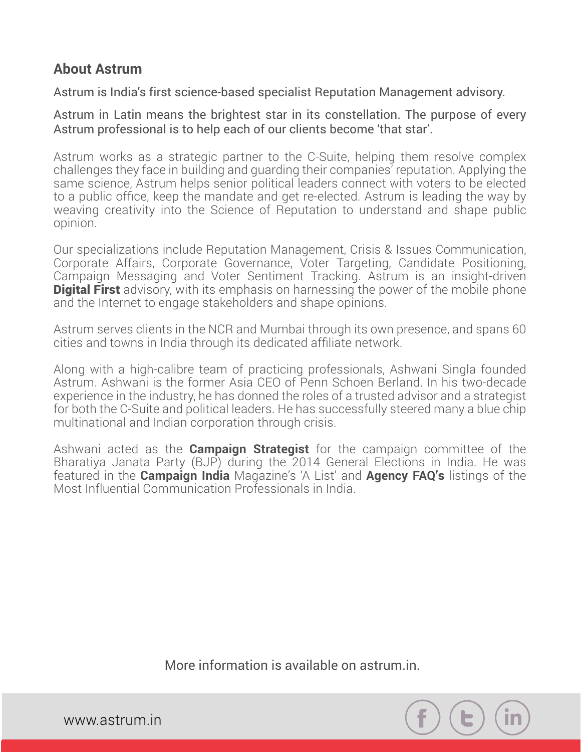## About Astrum

Astrum is India's first science-based specialist Reputation Management advisory.

Astrum in Latin means the brightest star in its constellation. The purpose of every Astrum professional is to help each of our clients become 'that star'.

Astrum works as a strategic partner to the C-Suite, helping them resolve complex challenges they face in building and guarding their companies' reputation. Applying the same science, Astrum helps senior political leaders connect with voters to be elected to a public office, keep the mandate and get re-elected. Astrum is leading the way by weaving creativity into the Science of Reputation to understand and shape public opinion.

Our specializations include Reputation Management, Crisis & Issues Communication, Corporate Affairs, Corporate Governance, Voter Targeting, Candidate Positioning, Campaign Messaging and Voter Sentiment Tracking. Astrum is an insight-driven **Digital First** advisory, with its emphasis on harnessing the power of the mobile phone and the Internet to engage stakeholders and shape opinions.

Astrum serves clients in the NCR and Mumbai through its own presence, and spans 60 cities and towns in India through its dedicated affiliate network.

Along with a high-calibre team of practicing professionals, Ashwani Singla founded Astrum. Ashwani is the former Asia CEO of Penn Schoen Berland. In his two-decade experience in the industry, he has donned the roles of a trusted advisor and a strategist for both the C-Suite and political leaders. He has successfully steered many a blue chip multinational and Indian corporation through crisis.

Ashwani acted as the **Campaign Strategist** for the campaign committee of the Bharatiya Janata Party (BJP) during the 2014 General Elections in India. He was featured in the **Campaign India** Magazine's 'A List' and **Agency FAQ's** listings of the Most Influential Communication Professionals in India.

More information is available on astrum.in.

www.astrum.in